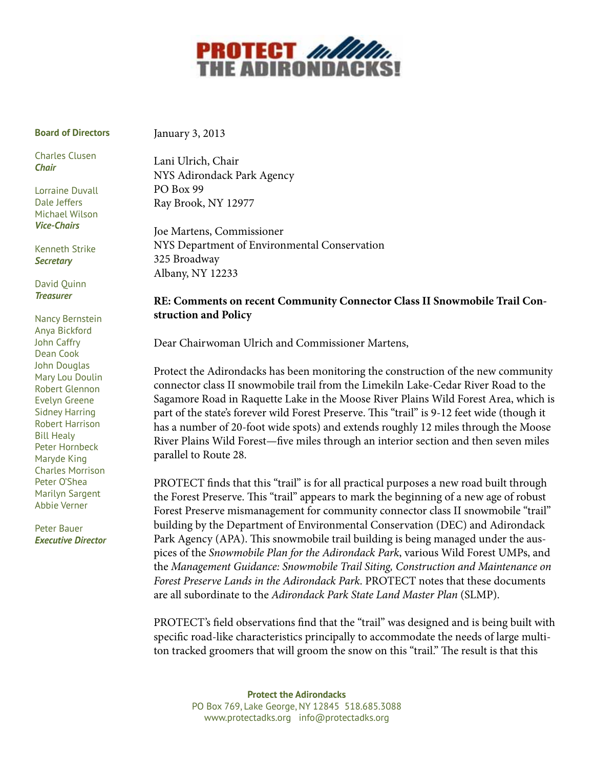# PROTECT THE ADIRONDACKS!

**Board of Directors**

Charles Clusen
***Chair***

Lorraine Duvall
Dale Jeffers
Michael Wilson
***Vice-Chairs***

Kenneth Strike
***Secretary***

David Quinn
***Treasurer***

Nancy Bernstein
Anya Bickford
John Caffry
Dean Cook
John Douglas
Mary Lou Doulin
Robert Glennon
Evelyn Greene
Sidney Harring
Robert Harrison
Bill Healy
Peter Hornbeck
Maryde King
Charles Morrison
Peter O'Shea
Marilyn Sargent
Abbie Verner

Peter Bauer
***Executive Director***

January 3, 2013

Lani Ulrich, Chair
NYS Adirondack Park Agency
PO Box 99
Ray Brook, NY 12977

Joe Martens, Commissioner
NYS Department of Environmental Conservation
325 Broadway
Albany, NY 12233

**RE: Comments on recent Community Connector Class II Snowmobile Trail Construction and Policy**

Dear Chairwoman Ulrich and Commissioner Martens,

Protect the Adirondacks has been monitoring the construction of the new community connector class II snowmobile trail from the Limekiln Lake-Cedar River Road to the Sagamore Road in Raquette Lake in the Moose River Plains Wild Forest Area, which is part of the state's forever wild Forest Preserve. This "trail" is 9-12 feet wide (though it has a number of 20-foot wide spots) and extends roughly 12 miles through the Moose River Plains Wild Forest—five miles through an interior section and then seven miles parallel to Route 28.

PROTECT finds that this "trail" is for all practical purposes a new road built through the Forest Preserve. This "trail" appears to mark the beginning of a new age of robust Forest Preserve mismanagement for community connector class II snowmobile "trail" building by the Department of Environmental Conservation (DEC) and Adirondack Park Agency (APA). This snowmobile trail building is being managed under the auspices of the *Snowmobile Plan for the Adirondack Park*, various Wild Forest UMPs, and the *Management Guidance: Snowmobile Trail Siting, Construction and Maintenance on Forest Preserve Lands in the Adirondack Park*. PROTECT notes that these documents are all subordinate to the *Adirondack Park State Land Master Plan* (SLMP).

PROTECT's field observations find that the "trail" was designed and is being built with specific road-like characteristics principally to accommodate the needs of large multi-ton tracked groomers that will groom the snow on this "trail." The result is that this

**Protect the Adirondacks**
PO Box 769, Lake George, NY 12845 518.685.3088
www.protectadks.org info@protectadks.org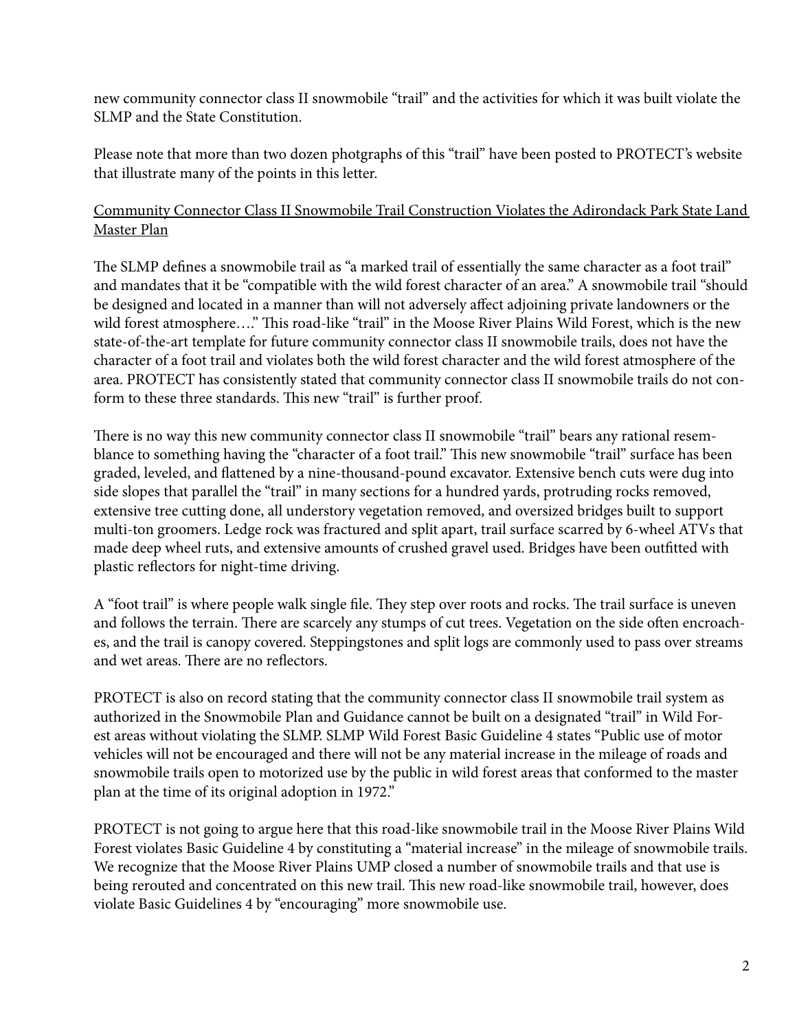new community connector class II snowmobile "trail" and the activities for which it was built violate the SLMP and the State Constitution.

Please note that more than two dozen photgraphs of this "trail" have been posted to PROTECT's website that illustrate many of the points in this letter.

<u>Community Connector Class II Snowmobile Trail Construction Violates the Adirondack Park State Land Master Plan</u>

The SLMP defines a snowmobile trail as "a marked trail of essentially the same character as a foot trail" and mandates that it be "compatible with the wild forest character of an area." A snowmobile trail "should be designed and located in a manner than will not adversely affect adjoining private landowners or the wild forest atmosphere…." This road-like "trail" in the Moose River Plains Wild Forest, which is the new state-of-the-art template for future community connector class II snowmobile trails, does not have the character of a foot trail and violates both the wild forest character and the wild forest atmosphere of the area. PROTECT has consistently stated that community connector class II snowmobile trails do not conform to these three standards. This new "trail" is further proof.

There is no way this new community connector class II snowmobile "trail" bears any rational resemblance to something having the "character of a foot trail." This new snowmobile "trail" surface has been graded, leveled, and flattened by a nine-thousand-pound excavator. Extensive bench cuts were dug into side slopes that parallel the "trail" in many sections for a hundred yards, protruding rocks removed, extensive tree cutting done, all understory vegetation removed, and oversized bridges built to support multi-ton groomers. Ledge rock was fractured and split apart, trail surface scarred by 6-wheel ATVs that made deep wheel ruts, and extensive amounts of crushed gravel used. Bridges have been outfitted with plastic reflectors for night-time driving.

A "foot trail" is where people walk single file. They step over roots and rocks. The trail surface is uneven and follows the terrain. There are scarcely any stumps of cut trees. Vegetation on the side often encroaches, and the trail is canopy covered. Steppingstones and split logs are commonly used to pass over streams and wet areas. There are no reflectors.

PROTECT is also on record stating that the community connector class II snowmobile trail system as authorized in the Snowmobile Plan and Guidance cannot be built on a designated "trail" in Wild Forest areas without violating the SLMP. SLMP Wild Forest Basic Guideline 4 states "Public use of motor vehicles will not be encouraged and there will not be any material increase in the mileage of roads and snowmobile trails open to motorized use by the public in wild forest areas that conformed to the master plan at the time of its original adoption in 1972."

PROTECT is not going to argue here that this road-like snowmobile trail in the Moose River Plains Wild Forest violates Basic Guideline 4 by constituting a "material increase" in the mileage of snowmobile trails. We recognize that the Moose River Plains UMP closed a number of snowmobile trails and that use is being rerouted and concentrated on this new trail. This new road-like snowmobile trail, however, does violate Basic Guidelines 4 by "encouraging" more snowmobile use.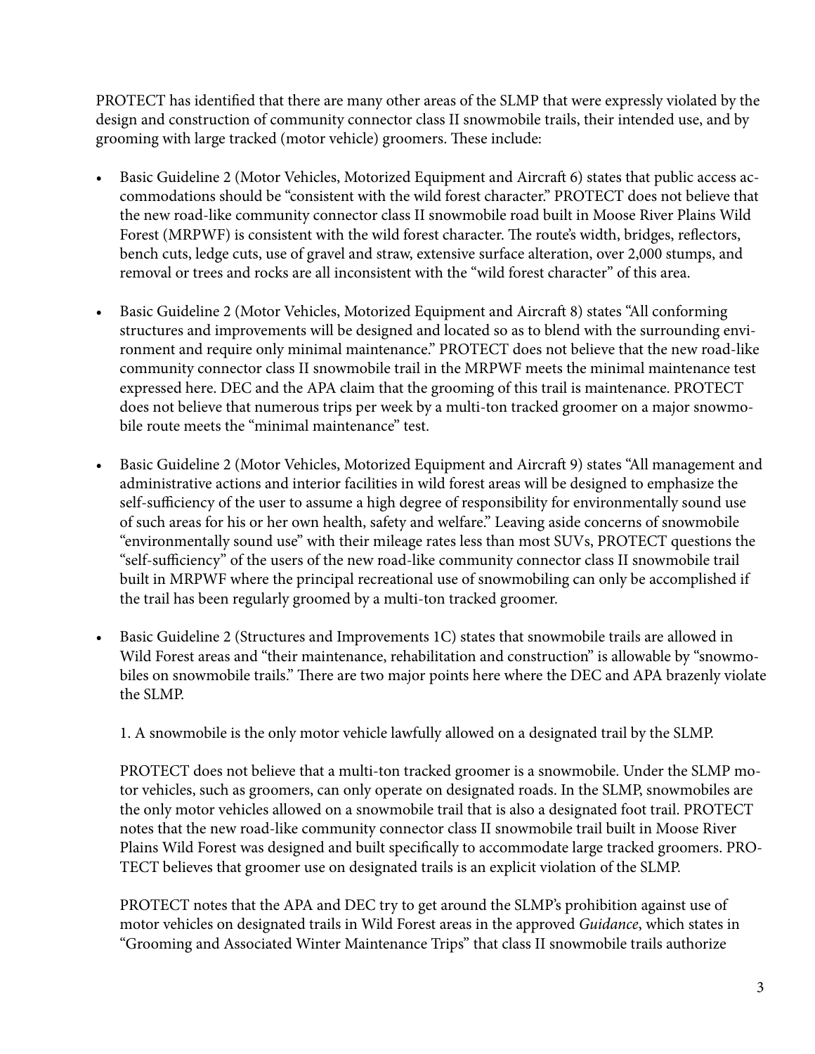PROTECT has identified that there are many other areas of the SLMP that were expressly violated by the design and construction of community connector class II snowmobile trails, their intended use, and by grooming with large tracked (motor vehicle) groomers. These include:

- Basic Guideline 2 (Motor Vehicles, Motorized Equipment and Aircraft 6) states that public access accommodations should be "consistent with the wild forest character." PROTECT does not believe that the new road-like community connector class II snowmobile road built in Moose River Plains Wild Forest (MRPWF) is consistent with the wild forest character. The route's width, bridges, reflectors, bench cuts, ledge cuts, use of gravel and straw, extensive surface alteration, over 2,000 stumps, and removal or trees and rocks are all inconsistent with the "wild forest character" of this area.

- Basic Guideline 2 (Motor Vehicles, Motorized Equipment and Aircraft 8) states "All conforming structures and improvements will be designed and located so as to blend with the surrounding environment and require only minimal maintenance." PROTECT does not believe that the new road-like community connector class II snowmobile trail in the MRPWF meets the minimal maintenance test expressed here. DEC and the APA claim that the grooming of this trail is maintenance. PROTECT does not believe that numerous trips per week by a multi-ton tracked groomer on a major snowmobile route meets the "minimal maintenance" test.

- Basic Guideline 2 (Motor Vehicles, Motorized Equipment and Aircraft 9) states "All management and administrative actions and interior facilities in wild forest areas will be designed to emphasize the self-sufficiency of the user to assume a high degree of responsibility for environmentally sound use of such areas for his or her own health, safety and welfare." Leaving aside concerns of snowmobile "environmentally sound use" with their mileage rates less than most SUVs, PROTECT questions the "self-sufficiency" of the users of the new road-like community connector class II snowmobile trail built in MRPWF where the principal recreational use of snowmobiling can only be accomplished if the trail has been regularly groomed by a multi-ton tracked groomer.

- Basic Guideline 2 (Structures and Improvements 1C) states that snowmobile trails are allowed in Wild Forest areas and "their maintenance, rehabilitation and construction" is allowable by "snowmobiles on snowmobile trails." There are two major points here where the DEC and APA brazenly violate the SLMP.

  1. A snowmobile is the only motor vehicle lawfully allowed on a designated trail by the SLMP.

  PROTECT does not believe that a multi-ton tracked groomer is a snowmobile. Under the SLMP motor vehicles, such as groomers, can only operate on designated roads. In the SLMP, snowmobiles are the only motor vehicles allowed on a snowmobile trail that is also a designated foot trail. PROTECT notes that the new road-like community connector class II snowmobile trail built in Moose River Plains Wild Forest was designed and built specifically to accommodate large tracked groomers. PROTECT believes that groomer use on designated trails is an explicit violation of the SLMP.

  PROTECT notes that the APA and DEC try to get around the SLMP's prohibition against use of motor vehicles on designated trails in Wild Forest areas in the approved *Guidance*, which states in "Grooming and Associated Winter Maintenance Trips" that class II snowmobile trails authorize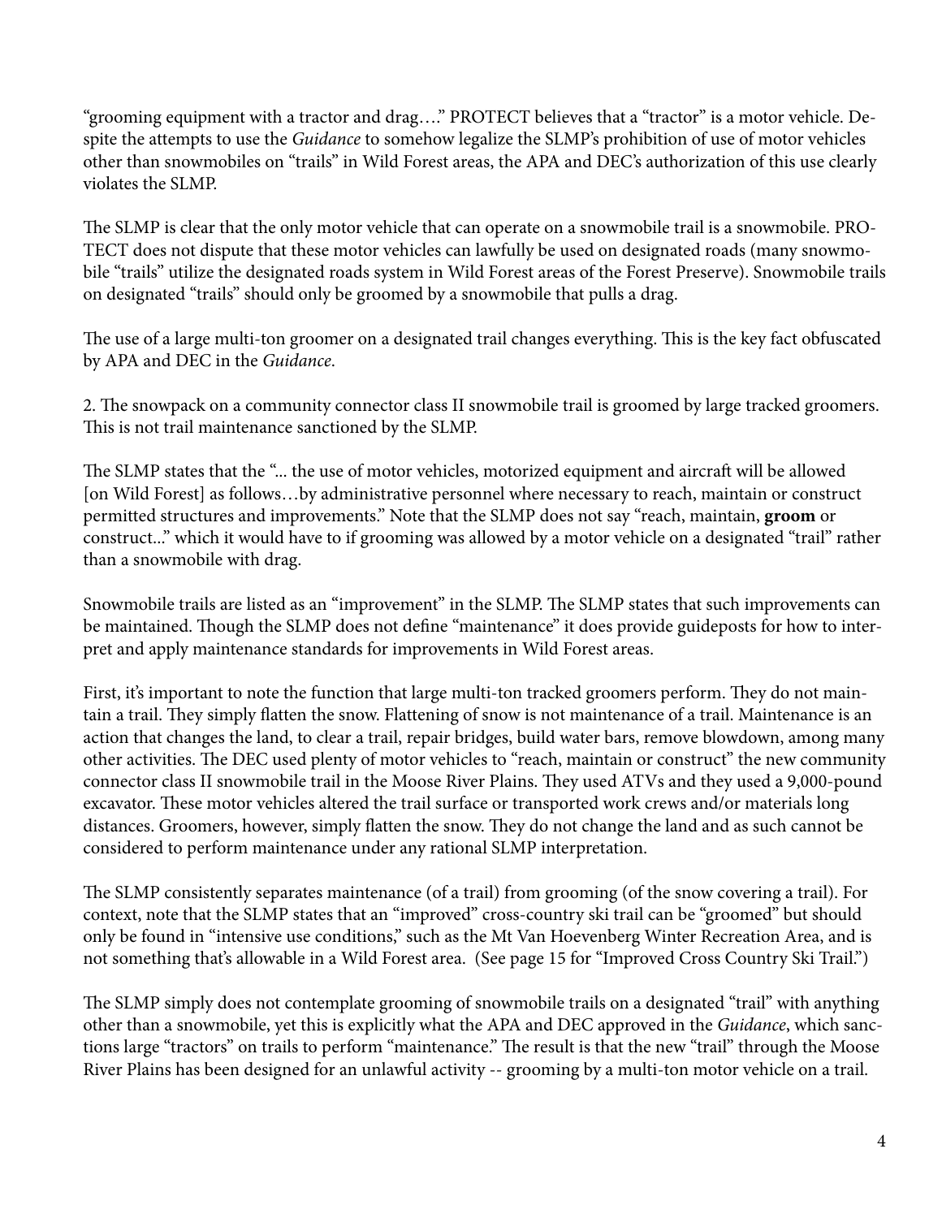"grooming equipment with a tractor and drag…." PROTECT believes that a "tractor" is a motor vehicle. Despite the attempts to use the *Guidance* to somehow legalize the SLMP's prohibition of use of motor vehicles other than snowmobiles on "trails" in Wild Forest areas, the APA and DEC's authorization of this use clearly violates the SLMP.

The SLMP is clear that the only motor vehicle that can operate on a snowmobile trail is a snowmobile. PROTECT does not dispute that these motor vehicles can lawfully be used on designated roads (many snowmobile "trails" utilize the designated roads system in Wild Forest areas of the Forest Preserve). Snowmobile trails on designated "trails" should only be groomed by a snowmobile that pulls a drag.

The use of a large multi-ton groomer on a designated trail changes everything. This is the key fact obfuscated by APA and DEC in the *Guidance*.

2. The snowpack on a community connector class II snowmobile trail is groomed by large tracked groomers. This is not trail maintenance sanctioned by the SLMP.

The SLMP states that the "... the use of motor vehicles, motorized equipment and aircraft will be allowed [on Wild Forest] as follows…by administrative personnel where necessary to reach, maintain or construct permitted structures and improvements." Note that the SLMP does not say "reach, maintain, **groom** or construct..." which it would have to if grooming was allowed by a motor vehicle on a designated "trail" rather than a snowmobile with drag.

Snowmobile trails are listed as an "improvement" in the SLMP. The SLMP states that such improvements can be maintained. Though the SLMP does not define "maintenance" it does provide guideposts for how to interpret and apply maintenance standards for improvements in Wild Forest areas.

First, it's important to note the function that large multi-ton tracked groomers perform. They do not maintain a trail. They simply flatten the snow. Flattening of snow is not maintenance of a trail. Maintenance is an action that changes the land, to clear a trail, repair bridges, build water bars, remove blowdown, among many other activities. The DEC used plenty of motor vehicles to "reach, maintain or construct" the new community connector class II snowmobile trail in the Moose River Plains. They used ATVs and they used a 9,000-pound excavator. These motor vehicles altered the trail surface or transported work crews and/or materials long distances. Groomers, however, simply flatten the snow. They do not change the land and as such cannot be considered to perform maintenance under any rational SLMP interpretation.

The SLMP consistently separates maintenance (of a trail) from grooming (of the snow covering a trail). For context, note that the SLMP states that an "improved" cross-country ski trail can be "groomed" but should only be found in "intensive use conditions," such as the Mt Van Hoevenberg Winter Recreation Area, and is not something that's allowable in a Wild Forest area. (See page 15 for "Improved Cross Country Ski Trail.")

The SLMP simply does not contemplate grooming of snowmobile trails on a designated "trail" with anything other than a snowmobile, yet this is explicitly what the APA and DEC approved in the *Guidance*, which sanctions large "tractors" on trails to perform "maintenance." The result is that the new "trail" through the Moose River Plains has been designed for an unlawful activity -- grooming by a multi-ton motor vehicle on a trail.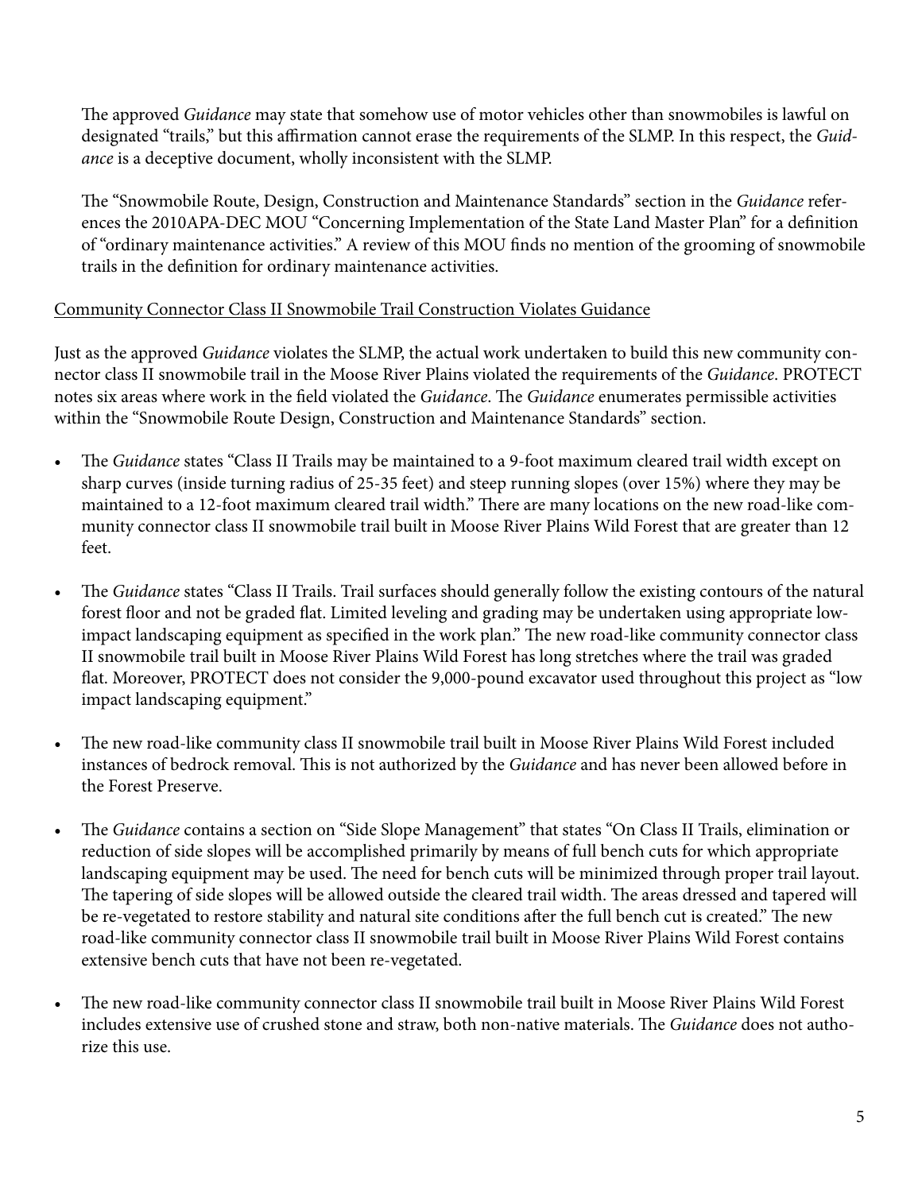The approved *Guidance* may state that somehow use of motor vehicles other than snowmobiles is lawful on designated "trails," but this affirmation cannot erase the requirements of the SLMP. In this respect, the *Guidance* is a deceptive document, wholly inconsistent with the SLMP.

The "Snowmobile Route, Design, Construction and Maintenance Standards" section in the *Guidance* references the 2010APA-DEC MOU "Concerning Implementation of the State Land Master Plan" for a definition of "ordinary maintenance activities." A review of this MOU finds no mention of the grooming of snowmobile trails in the definition for ordinary maintenance activities.

<u>Community Connector Class II Snowmobile Trail Construction Violates Guidance</u>

Just as the approved *Guidance* violates the SLMP, the actual work undertaken to build this new community connector class II snowmobile trail in the Moose River Plains violated the requirements of the *Guidance*. PROTECT notes six areas where work in the field violated the *Guidance*. The *Guidance* enumerates permissible activities within the "Snowmobile Route Design, Construction and Maintenance Standards" section.

- The *Guidance* states "Class II Trails may be maintained to a 9-foot maximum cleared trail width except on sharp curves (inside turning radius of 25-35 feet) and steep running slopes (over 15%) where they may be maintained to a 12-foot maximum cleared trail width." There are many locations on the new road-like community connector class II snowmobile trail built in Moose River Plains Wild Forest that are greater than 12 feet.

- The *Guidance* states "Class II Trails. Trail surfaces should generally follow the existing contours of the natural forest floor and not be graded flat. Limited leveling and grading may be undertaken using appropriate low-impact landscaping equipment as specified in the work plan." The new road-like community connector class II snowmobile trail built in Moose River Plains Wild Forest has long stretches where the trail was graded flat. Moreover, PROTECT does not consider the 9,000-pound excavator used throughout this project as "low impact landscaping equipment."

- The new road-like community class II snowmobile trail built in Moose River Plains Wild Forest included instances of bedrock removal. This is not authorized by the *Guidance* and has never been allowed before in the Forest Preserve.

- The *Guidance* contains a section on "Side Slope Management" that states "On Class II Trails, elimination or reduction of side slopes will be accomplished primarily by means of full bench cuts for which appropriate landscaping equipment may be used. The need for bench cuts will be minimized through proper trail layout. The tapering of side slopes will be allowed outside the cleared trail width. The areas dressed and tapered will be re-vegetated to restore stability and natural site conditions after the full bench cut is created." The new road-like community connector class II snowmobile trail built in Moose River Plains Wild Forest contains extensive bench cuts that have not been re-vegetated.

- The new road-like community connector class II snowmobile trail built in Moose River Plains Wild Forest includes extensive use of crushed stone and straw, both non-native materials. The *Guidance* does not authorize this use.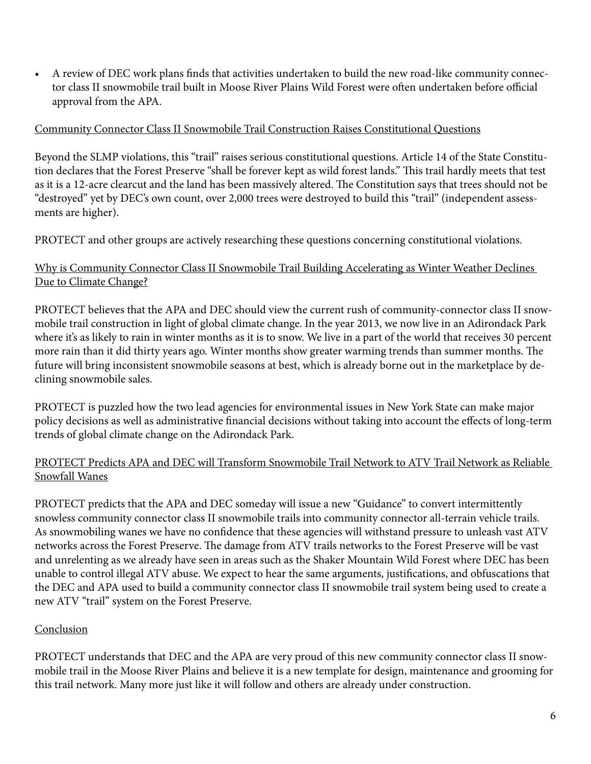- A review of DEC work plans finds that activities undertaken to build the new road-like community connector class II snowmobile trail built in Moose River Plains Wild Forest were often undertaken before official approval from the APA.

## Community Connector Class II Snowmobile Trail Construction Raises Constitutional Questions

Beyond the SLMP violations, this "trail" raises serious constitutional questions. Article 14 of the State Constitution declares that the Forest Preserve "shall be forever kept as wild forest lands." This trail hardly meets that test as it is a 12-acre clearcut and the land has been massively altered. The Constitution says that trees should not be "destroyed" yet by DEC's own count, over 2,000 trees were destroyed to build this "trail" (independent assessments are higher).

PROTECT and other groups are actively researching these questions concerning constitutional violations.

## Why is Community Connector Class II Snowmobile Trail Building Accelerating as Winter Weather Declines Due to Climate Change?

PROTECT believes that the APA and DEC should view the current rush of community-connector class II snowmobile trail construction in light of global climate change. In the year 2013, we now live in an Adirondack Park where it's as likely to rain in winter months as it is to snow. We live in a part of the world that receives 30 percent more rain than it did thirty years ago. Winter months show greater warming trends than summer months. The future will bring inconsistent snowmobile seasons at best, which is already borne out in the marketplace by declining snowmobile sales.

PROTECT is puzzled how the two lead agencies for environmental issues in New York State can make major policy decisions as well as administrative financial decisions without taking into account the effects of long-term trends of global climate change on the Adirondack Park.

## PROTECT Predicts APA and DEC will Transform Snowmobile Trail Network to ATV Trail Network as Reliable Snowfall Wanes

PROTECT predicts that the APA and DEC someday will issue a new "Guidance" to convert intermittently snowless community connector class II snowmobile trails into community connector all-terrain vehicle trails. As snowmobiling wanes we have no confidence that these agencies will withstand pressure to unleash vast ATV networks across the Forest Preserve. The damage from ATV trails networks to the Forest Preserve will be vast and unrelenting as we already have seen in areas such as the Shaker Mountain Wild Forest where DEC has been unable to control illegal ATV abuse. We expect to hear the same arguments, justifications, and obfuscations that the DEC and APA used to build a community connector class II snowmobile trail system being used to create a new ATV "trail" system on the Forest Preserve.

## Conclusion

PROTECT understands that DEC and the APA are very proud of this new community connector class II snowmobile trail in the Moose River Plains and believe it is a new template for design, maintenance and grooming for this trail network. Many more just like it will follow and others are already under construction.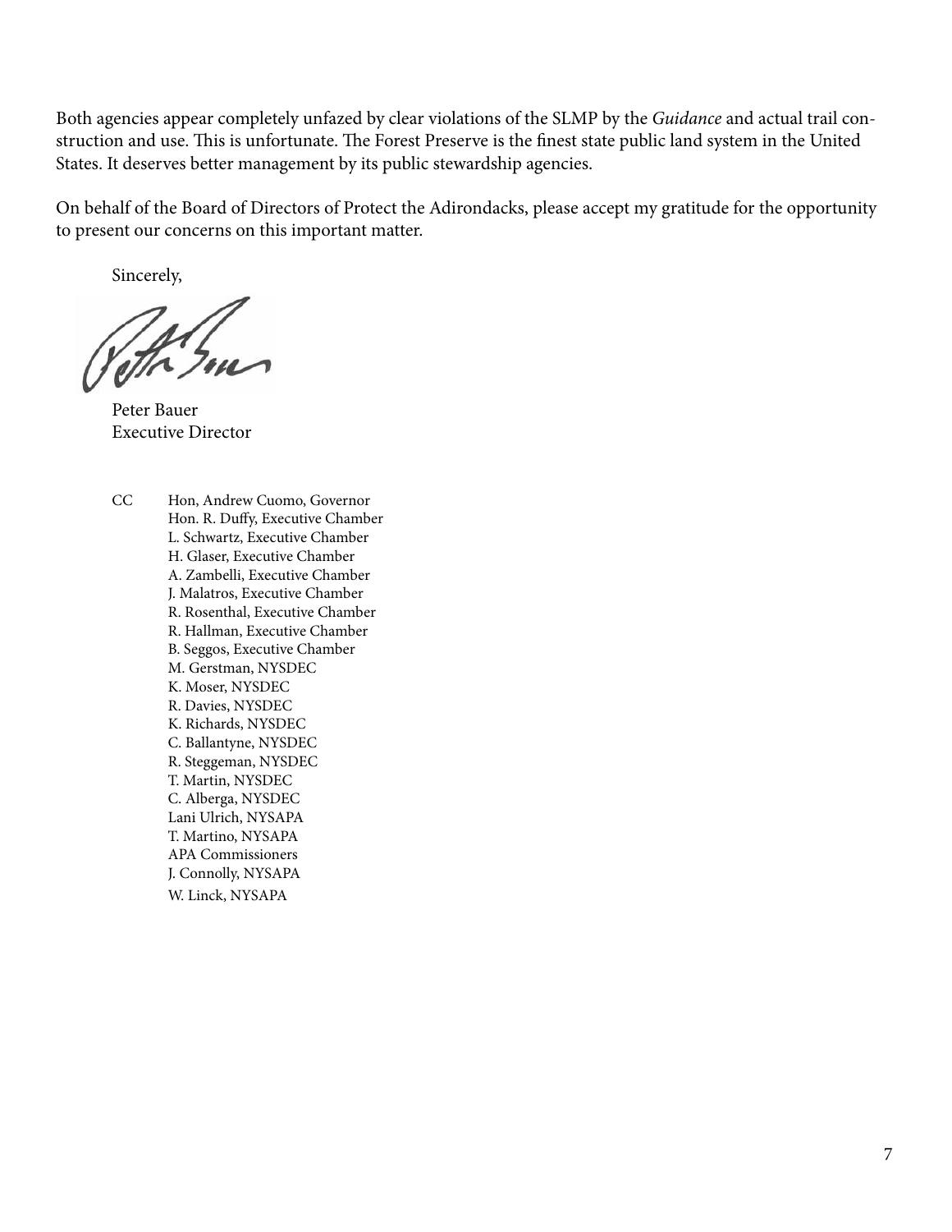Both agencies appear completely unfazed by clear violations of the SLMP by the *Guidance* and actual trail construction and use. This is unfortunate. The Forest Preserve is the finest state public land system in the United States. It deserves better management by its public stewardship agencies.

On behalf of the Board of Directors of Protect the Adirondacks, please accept my gratitude for the opportunity to present our concerns on this important matter.

Sincerely,

Peter Bauer
Executive Director

CC Hon, Andrew Cuomo, Governor
Hon. R. Duffy, Executive Chamber
L. Schwartz, Executive Chamber
H. Glaser, Executive Chamber
A. Zambelli, Executive Chamber
J. Malatros, Executive Chamber
R. Rosenthal, Executive Chamber
R. Hallman, Executive Chamber
B. Seggos, Executive Chamber
M. Gerstman, NYSDEC
K. Moser, NYSDEC
R. Davies, NYSDEC
K. Richards, NYSDEC
C. Ballantyne, NYSDEC
R. Steggeman, NYSDEC
T. Martin, NYSDEC
C. Alberga, NYSDEC
Lani Ulrich, NYSAPA
T. Martino, NYSAPA
APA Commissioners
J. Connolly, NYSAPA
W. Linck, NYSAPA